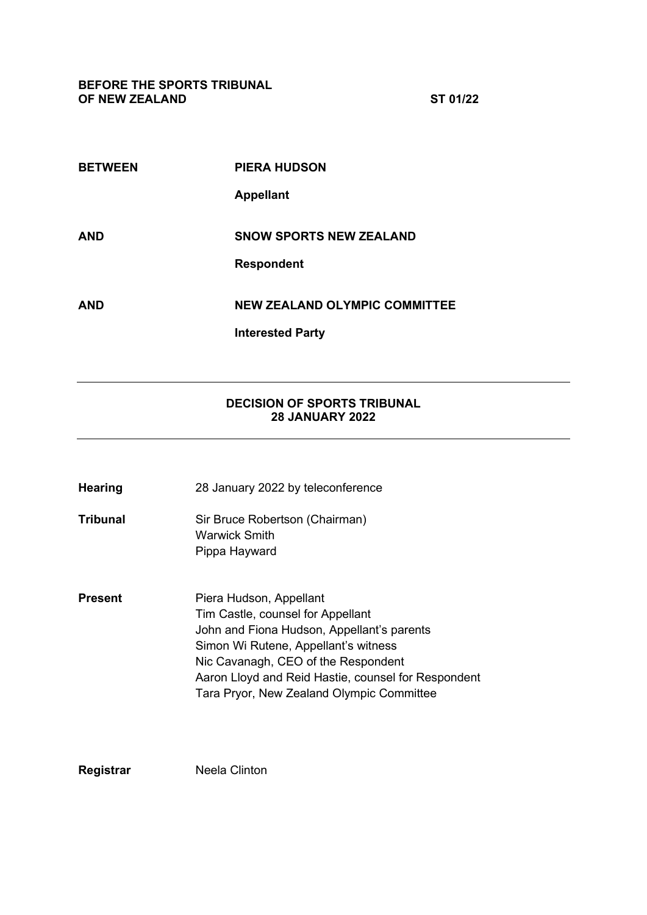**BEFORE THE SPORTS TRIBUNAL OF NEW ZEALAND** **ST 01/22**

| | |
|---|---|
| **BETWEEN** | **PIERA HUDSON** |
| | **Appellant** |
| **AND** | **SNOW SPORTS NEW ZEALAND** |
| | **Respondent** |
| **AND** | **NEW ZEALAND OLYMPIC COMMITTEE** |
| | **Interested Party** |

---

**DECISION OF SPORTS TRIBUNAL**
**28 JANUARY 2022**

---

| | |
|---|---|
| **Hearing** | 28 January 2022 by teleconference |
| **Tribunal** | Sir Bruce Robertson (Chairman)<br>Warwick Smith<br>Pippa Hayward |
| **Present** | Piera Hudson, Appellant<br>Tim Castle, counsel for Appellant<br>John and Fiona Hudson, Appellant's parents<br>Simon Wi Rutene, Appellant's witness<br>Nic Cavanagh, CEO of the Respondent<br>Aaron Lloyd and Reid Hastie, counsel for Respondent<br>Tara Pryor, New Zealand Olympic Committee |
| **Registrar** | Neela Clinton |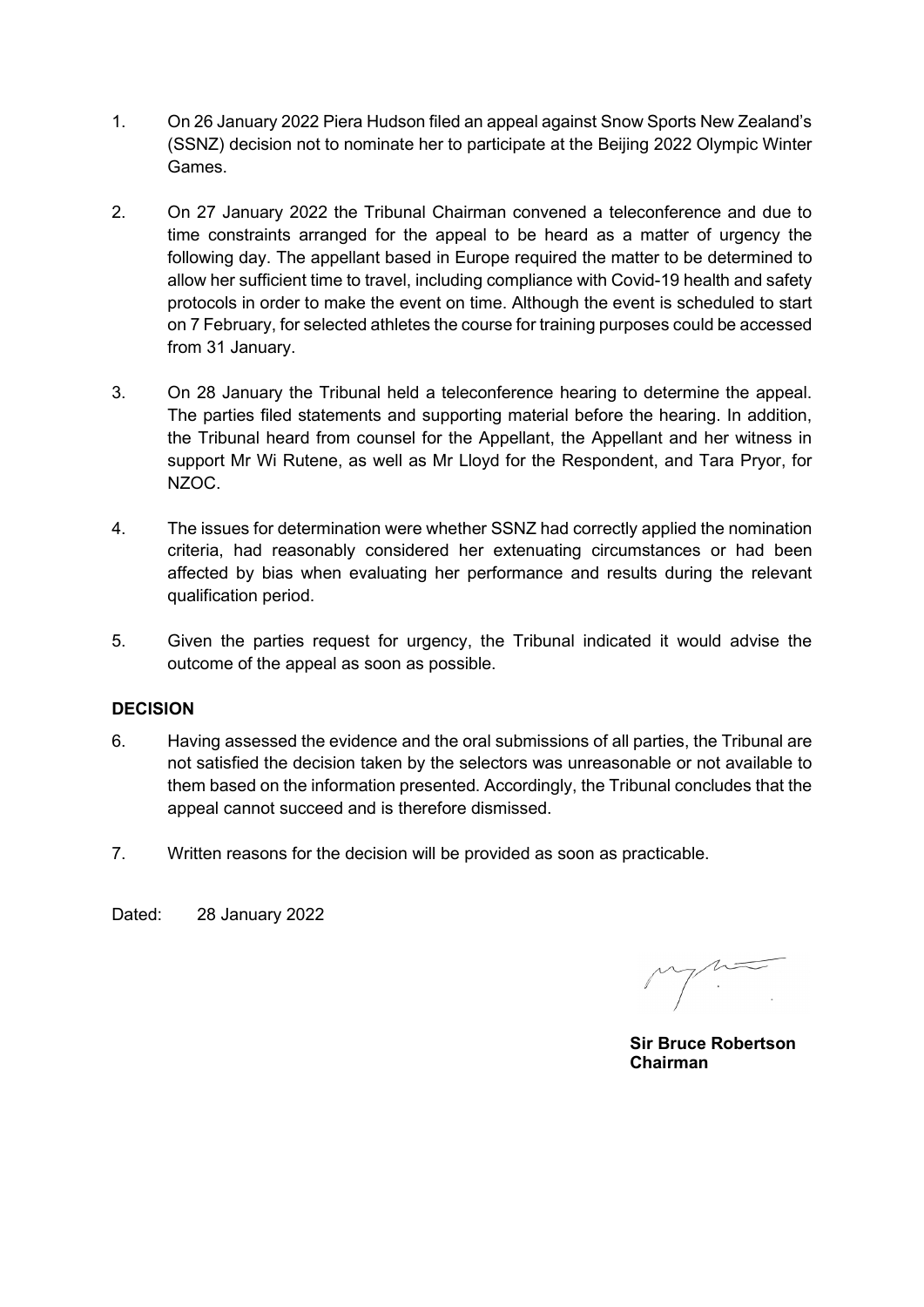1. On 26 January 2022 Piera Hudson filed an appeal against Snow Sports New Zealand's (SSNZ) decision not to nominate her to participate at the Beijing 2022 Olympic Winter Games.

2. On 27 January 2022 the Tribunal Chairman convened a teleconference and due to time constraints arranged for the appeal to be heard as a matter of urgency the following day. The appellant based in Europe required the matter to be determined to allow her sufficient time to travel, including compliance with Covid-19 health and safety protocols in order to make the event on time. Although the event is scheduled to start on 7 February, for selected athletes the course for training purposes could be accessed from 31 January.

3. On 28 January the Tribunal held a teleconference hearing to determine the appeal. The parties filed statements and supporting material before the hearing. In addition, the Tribunal heard from counsel for the Appellant, the Appellant and her witness in support Mr Wi Rutene, as well as Mr Lloyd for the Respondent, and Tara Pryor, for NZOC.

4. The issues for determination were whether SSNZ had correctly applied the nomination criteria, had reasonably considered her extenuating circumstances or had been affected by bias when evaluating her performance and results during the relevant qualification period.

5. Given the parties request for urgency, the Tribunal indicated it would advise the outcome of the appeal as soon as possible.

**DECISION**

6. Having assessed the evidence and the oral submissions of all parties, the Tribunal are not satisfied the decision taken by the selectors was unreasonable or not available to them based on the information presented. Accordingly, the Tribunal concludes that the appeal cannot succeed and is therefore dismissed.

7. Written reasons for the decision will be provided as soon as practicable.

Dated: 28 January 2022

**Sir Bruce Robertson**
**Chairman**